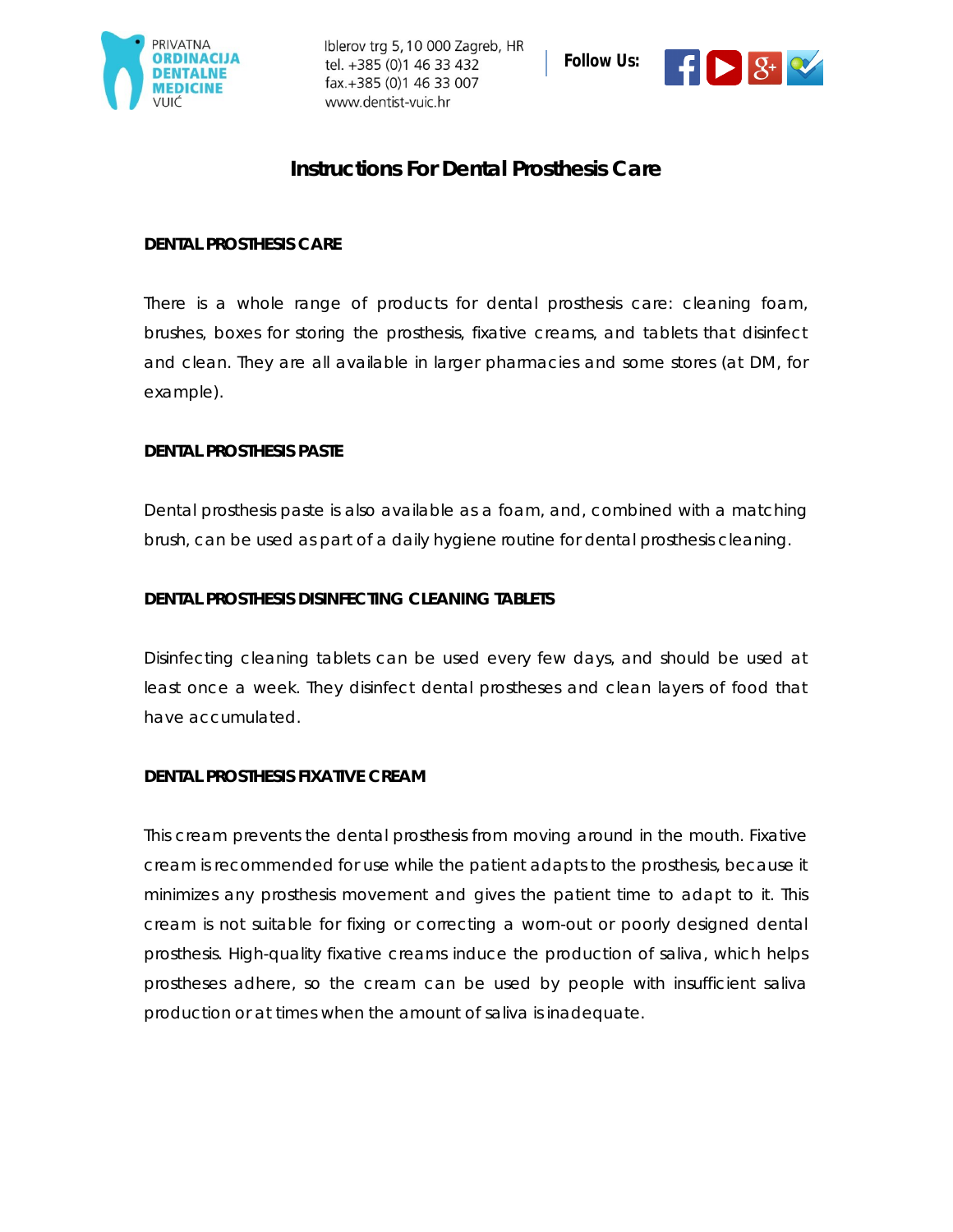PRIVATNA
ORDINACIJA
DENTALNE
MEDICINE
VUIĆ

Iblerov trg 5, 10 000 Zagreb, HR
tel. +385 (0)1 46 33 432
fax.+385 (0)1 46 33 007
www.dentist-vuic.hr

**Follow Us:**

# Instructions For Dental Prosthesis Care

### DENTAL PROSTHESIS CARE

There is a whole range of products for dental prosthesis care: cleaning foam, brushes, boxes for storing the prosthesis, fixative creams, and tablets that disinfect and clean. They are all available in larger pharmacies and some stores (at DM, for example).

### DENTAL PROSTHESIS PASTE

Dental prosthesis paste is also available as a foam, and, combined with a matching brush, can be used as part of a daily hygiene routine for dental prosthesis cleaning.

### DENTAL PROSTHESIS DISINFECTING CLEANING TABLETS

Disinfecting cleaning tablets can be used every few days, and should be used at least once a week. They disinfect dental prostheses and clean layers of food that have accumulated.

### DENTAL PROSTHESIS FIXATIVE CREAM

This cream prevents the dental prosthesis from moving around in the mouth. Fixative cream is recommended for use while the patient adapts to the prosthesis, because it minimizes any prosthesis movement and gives the patient time to adapt to it. This cream is not suitable for fixing or correcting a worn-out or poorly designed dental prosthesis. High-quality fixative creams induce the production of saliva, which helps prostheses adhere, so the cream can be used by people with insufficient saliva production or at times when the amount of saliva is inadequate.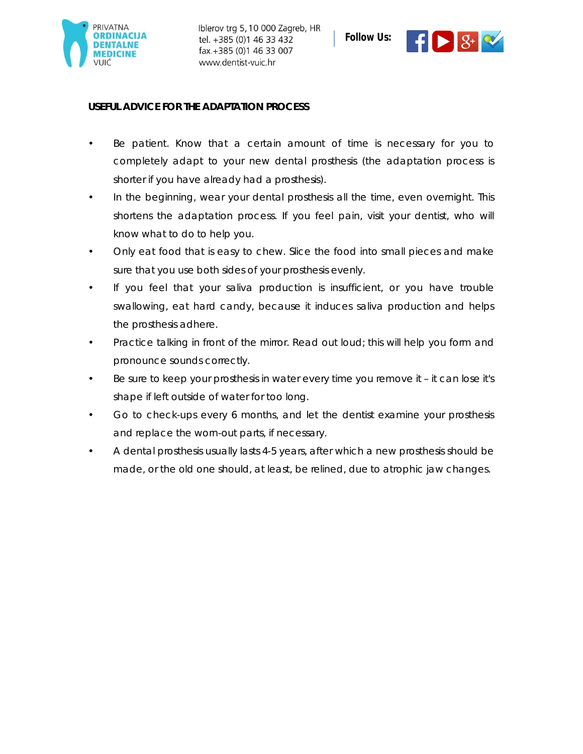## USEFUL ADVICE FOR THE ADAPTATION PROCESS

- Be patient. Know that a certain amount of time is necessary for you to completely adapt to your new dental prosthesis (the adaptation process is shorter if you have already had a prosthesis).
- In the beginning, wear your dental prosthesis all the time, even overnight. This shortens the adaptation process. If you feel pain, visit your dentist, who will know what to do to help you.
- Only eat food that is easy to chew. Slice the food into small pieces and make sure that you use both sides of your prosthesis evenly.
- If you feel that your saliva production is insufficient, or you have trouble swallowing, eat hard candy, because it induces saliva production and helps the prosthesis adhere.
- Practice talking in front of the mirror. Read out loud; this will help you form and pronounce sounds correctly.
- Be sure to keep your prosthesis in water every time you remove it – it can lose it's shape if left outside of water for too long.
- Go to check-ups every 6 months, and let the dentist examine your prosthesis and replace the worn-out parts, if necessary.
- A dental prosthesis usually lasts 4-5 years, after which a new prosthesis should be made, or the old one should, at least, be relined, due to atrophic jaw changes.